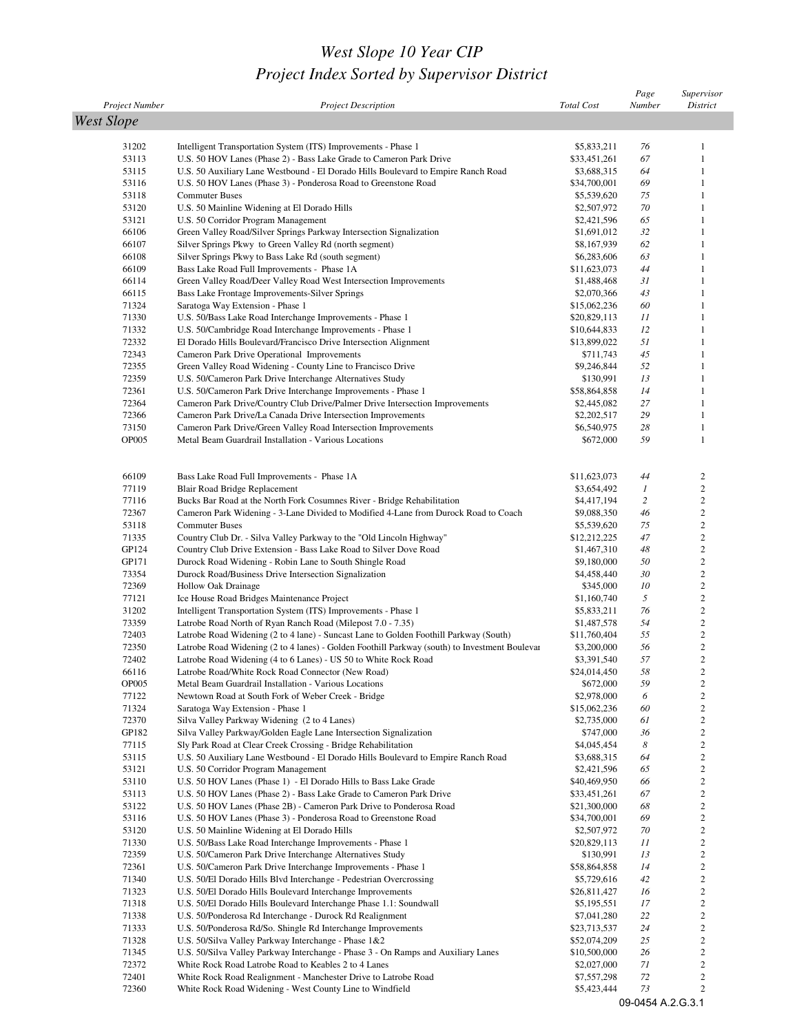# West Slope 10 Year CIP
## Project Index Sorted by Supervisor District

| Project Number | Project Description | Total Cost | Page Number | Supervisor District |
|---|---|---|---|---|
| **West Slope** | | | | |
| 31202 | Intelligent Transportation System (ITS) Improvements - Phase 1 | $5,833,211 | 76 | 1 |
| 53113 | U.S. 50 HOV Lanes (Phase 2) - Bass Lake Grade to Cameron Park Drive | $33,451,261 | 67 | 1 |
| 53115 | U.S. 50 Auxiliary Lane Westbound - El Dorado Hills Boulevard to Empire Ranch Road | $3,688,315 | 64 | 1 |
| 53116 | U.S. 50 HOV Lanes (Phase 3) - Ponderosa Road to Greenstone Road | $34,700,001 | 69 | 1 |
| 53118 | Commuter Buses | $5,539,620 | 75 | 1 |
| 53120 | U.S. 50 Mainline Widening at El Dorado Hills | $2,507,972 | 70 | 1 |
| 53121 | U.S. 50 Corridor Program Management | $2,421,596 | 65 | 1 |
| 66106 | Green Valley Road/Silver Springs Parkway Intersection Signalization | $1,691,012 | 32 | 1 |
| 66107 | Silver Springs Pkwy to Green Valley Rd (north segment) | $8,167,939 | 62 | 1 |
| 66108 | Silver Springs Pkwy to Bass Lake Rd (south segment) | $6,283,606 | 63 | 1 |
| 66109 | Bass Lake Road Full Improvements - Phase 1A | $11,623,073 | 44 | 1 |
| 66114 | Green Valley Road/Deer Valley Road West Intersection Improvements | $1,488,468 | 31 | 1 |
| 66115 | Bass Lake Frontage Improvements-Silver Springs | $2,070,366 | 43 | 1 |
| 71324 | Saratoga Way Extension - Phase 1 | $15,062,236 | 60 | 1 |
| 71330 | U.S. 50/Bass Lake Road Interchange Improvements - Phase 1 | $20,829,113 | 11 | 1 |
| 71332 | U.S. 50/Cambridge Road Interchange Improvements - Phase 1 | $10,644,833 | 12 | 1 |
| 72332 | El Dorado Hills Boulevard/Francisco Drive Intersection Alignment | $13,899,022 | 51 | 1 |
| 72343 | Cameron Park Drive Operational Improvements | $711,743 | 45 | 1 |
| 72355 | Green Valley Road Widening - County Line to Francisco Drive | $9,246,844 | 52 | 1 |
| 72359 | U.S. 50/Cameron Park Drive Interchange Alternatives Study | $130,991 | 13 | 1 |
| 72361 | U.S. 50/Cameron Park Drive Interchange Improvements - Phase 1 | $58,864,858 | 14 | 1 |
| 72364 | Cameron Park Drive/Country Club Drive/Palmer Drive Intersection Improvements | $2,445,082 | 27 | 1 |
| 72366 | Cameron Park Drive/La Canada Drive Intersection Improvements | $2,202,517 | 29 | 1 |
| 73150 | Cameron Park Drive/Green Valley Road Intersection Improvements | $6,540,975 | 28 | 1 |
| OP005 | Metal Beam Guardrail Installation - Various Locations | $672,000 | 59 | 1 |
| 66109 | Bass Lake Road Full Improvements - Phase 1A | $11,623,073 | 44 | 2 |
| 77119 | Blair Road Bridge Replacement | $3,654,492 | 1 | 2 |
| 77116 | Bucks Bar Road at the North Fork Cosumnes River - Bridge Rehabilitation | $4,417,194 | 2 | 2 |
| 72367 | Cameron Park Widening - 3-Lane Divided to Modified 4-Lane from Durock Road to Coach | $9,088,350 | 46 | 2 |
| 53118 | Commuter Buses | $5,539,620 | 75 | 2 |
| 71335 | Country Club Dr. - Silva Valley Parkway to the "Old Lincoln Highway" | $12,212,225 | 47 | 2 |
| GP124 | Country Club Drive Extension - Bass Lake Road to Silver Dove Road | $1,467,310 | 48 | 2 |
| GP171 | Durock Road Widening - Robin Lane to South Shingle Road | $9,180,000 | 50 | 2 |
| 73354 | Durock Road/Business Drive Intersection Signalization | $4,458,440 | 30 | 2 |
| 72369 | Hollow Oak Drainage | $345,000 | 10 | 2 |
| 77121 | Ice House Road Bridges Maintenance Project | $1,160,740 | 5 | 2 |
| 31202 | Intelligent Transportation System (ITS) Improvements - Phase 1 | $5,833,211 | 76 | 2 |
| 73359 | Latrobe Road North of Ryan Ranch Road (Milepost 7.0 - 7.35) | $1,487,578 | 54 | 2 |
| 72403 | Latrobe Road Widening (2 to 4 lane) - Suncast Lane to Golden Foothill Parkway (South) | $11,760,404 | 55 | 2 |
| 72350 | Latrobe Road Widening (2 to 4 lanes) - Golden Foothill Parkway (south) to Investment Boulevar | $3,200,000 | 56 | 2 |
| 72402 | Latrobe Road Widening (4 to 6 Lanes) - US 50 to White Rock Road | $3,391,540 | 57 | 2 |
| 66116 | Latrobe Road/White Rock Road Connector (New Road) | $24,014,450 | 58 | 2 |
| OP005 | Metal Beam Guardrail Installation - Various Locations | $672,000 | 59 | 2 |
| 77122 | Newtown Road at South Fork of Weber Creek - Bridge | $2,978,000 | 6 | 2 |
| 71324 | Saratoga Way Extension - Phase 1 | $15,062,236 | 60 | 2 |
| 72370 | Silva Valley Parkway Widening (2 to 4 Lanes) | $2,735,000 | 61 | 2 |
| GP182 | Silva Valley Parkway/Golden Eagle Lane Intersection Signalization | $747,000 | 36 | 2 |
| 77115 | Sly Park Road at Clear Creek Crossing - Bridge Rehabilitation | $4,045,454 | 8 | 2 |
| 53115 | U.S. 50 Auxiliary Lane Westbound - El Dorado Hills Boulevard to Empire Ranch Road | $3,688,315 | 64 | 2 |
| 53121 | U.S. 50 Corridor Program Management | $2,421,596 | 65 | 2 |
| 53110 | U.S. 50 HOV Lanes (Phase 1) - El Dorado Hills to Bass Lake Grade | $40,469,950 | 66 | 2 |
| 53113 | U.S. 50 HOV Lanes (Phase 2) - Bass Lake Grade to Cameron Park Drive | $33,451,261 | 67 | 2 |
| 53122 | U.S. 50 HOV Lanes (Phase 2B) - Cameron Park Drive to Ponderosa Road | $21,300,000 | 68 | 2 |
| 53116 | U.S. 50 HOV Lanes (Phase 3) - Ponderosa Road to Greenstone Road | $34,700,001 | 69 | 2 |
| 53120 | U.S. 50 Mainline Widening at El Dorado Hills | $2,507,972 | 70 | 2 |
| 71330 | U.S. 50/Bass Lake Road Interchange Improvements - Phase 1 | $20,829,113 | 11 | 2 |
| 72359 | U.S. 50/Cameron Park Drive Interchange Alternatives Study | $130,991 | 13 | 2 |
| 72361 | U.S. 50/Cameron Park Drive Interchange Improvements - Phase 1 | $58,864,858 | 14 | 2 |
| 71340 | U.S. 50/El Dorado Hills Blvd Interchange - Pedestrian Overcrossing | $5,729,616 | 42 | 2 |
| 71323 | U.S. 50/El Dorado Hills Boulevard Interchange Improvements | $26,811,427 | 16 | 2 |
| 71318 | U.S. 50/El Dorado Hills Boulevard Interchange Phase 1.1: Soundwall | $5,195,551 | 17 | 2 |
| 71338 | U.S. 50/Ponderosa Rd Interchange - Durock Rd Realignment | $7,041,280 | 22 | 2 |
| 71333 | U.S. 50/Ponderosa Rd/So. Shingle Rd Interchange Improvements | $23,713,537 | 24 | 2 |
| 71328 | U.S. 50/Silva Valley Parkway Interchange - Phase 1&2 | $52,074,209 | 25 | 2 |
| 71345 | U.S. 50/Silva Valley Parkway Interchange - Phase 3 - On Ramps and Auxiliary Lanes | $10,500,000 | 26 | 2 |
| 72372 | White Rock Road Latrobe Road to Keables 2 to 4 Lanes | $2,027,000 | 71 | 2 |
| 72401 | White Rock Road Realignment - Manchester Drive to Latrobe Road | $7,557,298 | 72 | 2 |
| 72360 | White Rock Road Widening - West County Line to Windfield | $5,423,444 | 73 | 2 |

09-0454 A.2.G.3.1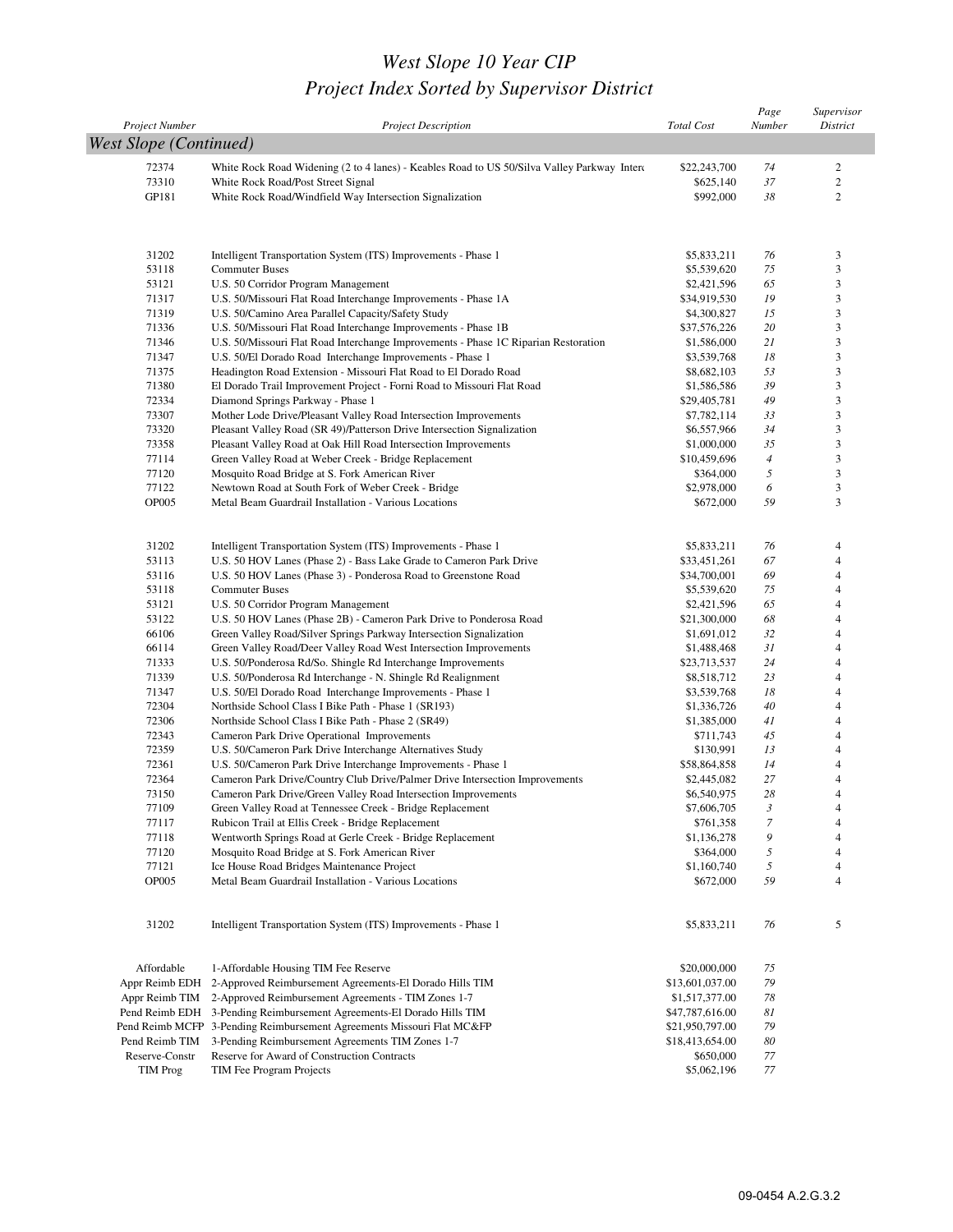# West Slope 10 Year CIP
## Project Index Sorted by Supervisor District

| Project Number | Project Description | Total Cost | Page Number | Supervisor District |
|---|---|---|---|---|
| **West Slope (Continued)** | | | | |
| 72374 | White Rock Road Widening (2 to 4 lanes) - Keables Road to US 50/Silva Valley Parkway Interc | $22,243,700 | 74 | 2 |
| 73310 | White Rock Road/Post Street Signal | $625,140 | 37 | 2 |
| GP181 | White Rock Road/Windfield Way Intersection Signalization | $992,000 | 38 | 2 |
| 31202 | Intelligent Transportation System (ITS) Improvements - Phase 1 | $5,833,211 | 76 | 3 |
| 53118 | Commuter Buses | $5,539,620 | 75 | 3 |
| 53121 | U.S. 50 Corridor Program Management | $2,421,596 | 65 | 3 |
| 71317 | U.S. 50/Missouri Flat Road Interchange Improvements - Phase 1A | $34,919,530 | 19 | 3 |
| 71319 | U.S. 50/Camino Area Parallel Capacity/Safety Study | $4,300,827 | 15 | 3 |
| 71336 | U.S. 50/Missouri Flat Road Interchange Improvements - Phase 1B | $37,576,226 | 20 | 3 |
| 71346 | U.S. 50/Missouri Flat Road Interchange Improvements - Phase 1C Riparian Restoration | $1,586,000 | 21 | 3 |
| 71347 | U.S. 50/El Dorado Road Interchange Improvements - Phase 1 | $3,539,768 | 18 | 3 |
| 71375 | Headington Road Extension - Missouri Flat Road to El Dorado Road | $8,682,103 | 53 | 3 |
| 71380 | El Dorado Trail Improvement Project - Forni Road to Missouri Flat Road | $1,586,586 | 39 | 3 |
| 72334 | Diamond Springs Parkway - Phase 1 | $29,405,781 | 49 | 3 |
| 73307 | Mother Lode Drive/Pleasant Valley Road Intersection Improvements | $7,782,114 | 33 | 3 |
| 73320 | Pleasant Valley Road (SR 49)/Patterson Drive Intersection Signalization | $6,557,966 | 34 | 3 |
| 73358 | Pleasant Valley Road at Oak Hill Road Intersection Improvements | $1,000,000 | 35 | 3 |
| 77114 | Green Valley Road at Weber Creek - Bridge Replacement | $10,459,696 | 4 | 3 |
| 77120 | Mosquito Road Bridge at S. Fork American River | $364,000 | 5 | 3 |
| 77122 | Newtown Road at South Fork of Weber Creek - Bridge | $2,978,000 | 6 | 3 |
| OP005 | Metal Beam Guardrail Installation - Various Locations | $672,000 | 59 | 3 |
| 31202 | Intelligent Transportation System (ITS) Improvements - Phase 1 | $5,833,211 | 76 | 4 |
| 53113 | U.S. 50 HOV Lanes (Phase 2) - Bass Lake Grade to Cameron Park Drive | $33,451,261 | 67 | 4 |
| 53116 | U.S. 50 HOV Lanes (Phase 3) - Ponderosa Road to Greenstone Road | $34,700,001 | 69 | 4 |
| 53118 | Commuter Buses | $5,539,620 | 75 | 4 |
| 53121 | U.S. 50 Corridor Program Management | $2,421,596 | 65 | 4 |
| 53122 | U.S. 50 HOV Lanes (Phase 2B) - Cameron Park Drive to Ponderosa Road | $21,300,000 | 68 | 4 |
| 66106 | Green Valley Road/Silver Springs Parkway Intersection Signalization | $1,691,012 | 32 | 4 |
| 66114 | Green Valley Road/Deer Valley Road West Intersection Improvements | $1,488,468 | 31 | 4 |
| 71333 | U.S. 50/Ponderosa Rd/So. Shingle Rd Interchange Improvements | $23,713,537 | 24 | 4 |
| 71339 | U.S. 50/Ponderosa Rd Interchange - N. Shingle Rd Realignment | $8,518,712 | 23 | 4 |
| 71347 | U.S. 50/El Dorado Road Interchange Improvements - Phase 1 | $3,539,768 | 18 | 4 |
| 72304 | Northside School Class I Bike Path - Phase 1 (SR193) | $1,336,726 | 40 | 4 |
| 72306 | Northside School Class I Bike Path - Phase 2 (SR49) | $1,385,000 | 41 | 4 |
| 72343 | Cameron Park Drive Operational Improvements | $711,743 | 45 | 4 |
| 72359 | U.S. 50/Cameron Park Drive Interchange Alternatives Study | $130,991 | 13 | 4 |
| 72361 | U.S. 50/Cameron Park Drive Interchange Improvements - Phase 1 | $58,864,858 | 14 | 4 |
| 72364 | Cameron Park Drive/Country Club Drive/Palmer Drive Intersection Improvements | $2,445,082 | 27 | 4 |
| 73150 | Cameron Park Drive/Green Valley Road Intersection Improvements | $6,540,975 | 28 | 4 |
| 77109 | Green Valley Road at Tennessee Creek - Bridge Replacement | $7,606,705 | 3 | 4 |
| 77117 | Rubicon Trail at Ellis Creek - Bridge Replacement | $761,358 | 7 | 4 |
| 77118 | Wentworth Springs Road at Gerle Creek - Bridge Replacement | $1,136,278 | 9 | 4 |
| 77120 | Mosquito Road Bridge at S. Fork American River | $364,000 | 5 | 4 |
| 77121 | Ice House Road Bridges Maintenance Project | $1,160,740 | 5 | 4 |
| OP005 | Metal Beam Guardrail Installation - Various Locations | $672,000 | 59 | 4 |
| 31202 | Intelligent Transportation System (ITS) Improvements - Phase 1 | $5,833,211 | 76 | 5 |
| Affordable | 1-Affordable Housing TIM Fee Reserve | $20,000,000 | 75 | |
| Appr Reimb EDH | 2-Approved Reimbursement Agreements-El Dorado Hills TIM | $13,601,037.00 | 79 | |
| Appr Reimb TIM | 2-Approved Reimbursement Agreements - TIM Zones 1-7 | $1,517,377.00 | 78 | |
| Pend Reimb EDH | 3-Pending Reimbursement Agreements-El Dorado Hills TIM | $47,787,616.00 | 81 | |
| Pend Reimb MCFP | 3-Pending Reimbursement Agreements Missouri Flat MC&FP | $21,950,797.00 | 79 | |
| Pend Reimb TIM | 3-Pending Reimbursement Agreements TIM Zones 1-7 | $18,413,654.00 | 80 | |
| Reserve-Constr | Reserve for Award of Construction Contracts | $650,000 | 77 | |
| TIM Prog | TIM Fee Program Projects | $5,062,196 | 77 | |

09-0454 A.2.G.3.2